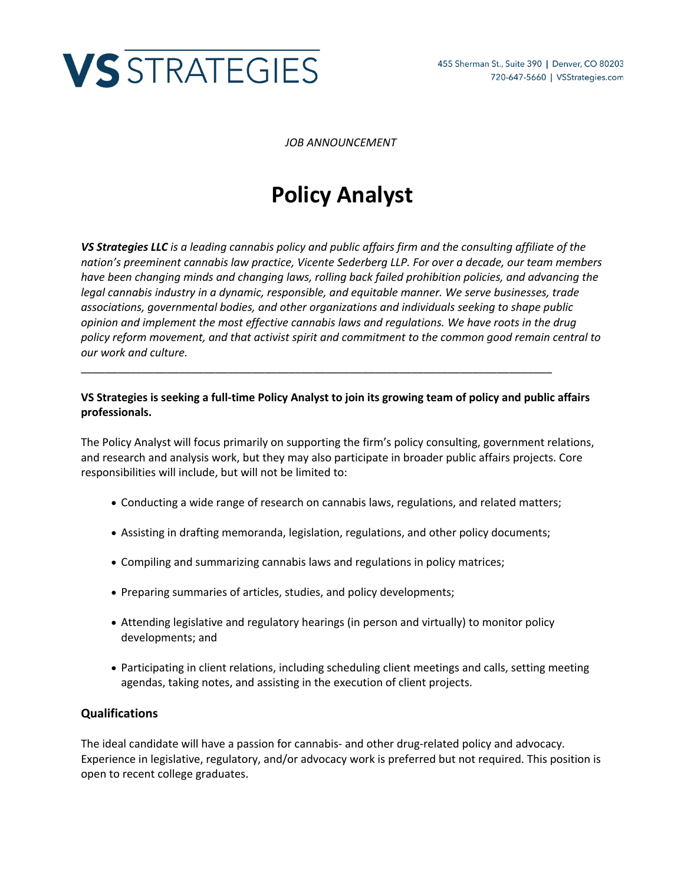VS STRATEGIES

455 Sherman St., Suite 390 | Denver, CO 80203
720-647-5660 | VSStrategies.com

*JOB ANNOUNCEMENT*

# Policy Analyst

***VS Strategies LLC** is a leading cannabis policy and public affairs firm and the consulting affiliate of the nation's preeminent cannabis law practice, Vicente Sederberg LLP. For over a decade, our team members have been changing minds and changing laws, rolling back failed prohibition policies, and advancing the legal cannabis industry in a dynamic, responsible, and equitable manner. We serve businesses, trade associations, governmental bodies, and other organizations and individuals seeking to shape public opinion and implement the most effective cannabis laws and regulations. We have roots in the drug policy reform movement, and that activist spirit and commitment to the common good remain central to our work and culture.*

---

**VS Strategies is seeking a full-time Policy Analyst to join its growing team of policy and public affairs professionals.**

The Policy Analyst will focus primarily on supporting the firm's policy consulting, government relations, and research and analysis work, but they may also participate in broader public affairs projects. Core responsibilities will include, but will not be limited to:

- Conducting a wide range of research on cannabis laws, regulations, and related matters;
- Assisting in drafting memoranda, legislation, regulations, and other policy documents;
- Compiling and summarizing cannabis laws and regulations in policy matrices;
- Preparing summaries of articles, studies, and policy developments;
- Attending legislative and regulatory hearings (in person and virtually) to monitor policy developments; and
- Participating in client relations, including scheduling client meetings and calls, setting meeting agendas, taking notes, and assisting in the execution of client projects.

## Qualifications

The ideal candidate will have a passion for cannabis- and other drug-related policy and advocacy. Experience in legislative, regulatory, and/or advocacy work is preferred but not required. This position is open to recent college graduates.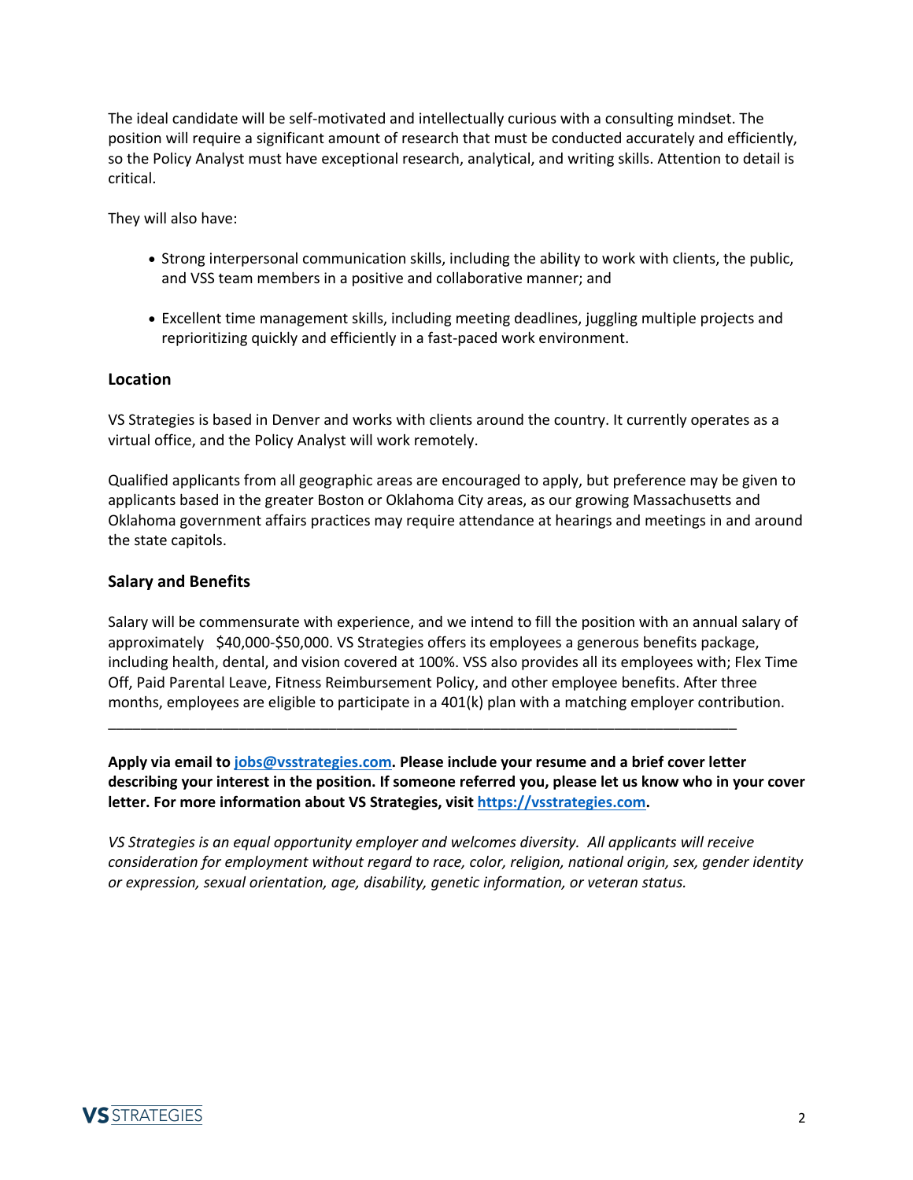The ideal candidate will be self-motivated and intellectually curious with a consulting mindset. The position will require a significant amount of research that must be conducted accurately and efficiently, so the Policy Analyst must have exceptional research, analytical, and writing skills. Attention to detail is critical.

They will also have:

- Strong interpersonal communication skills, including the ability to work with clients, the public, and VSS team members in a positive and collaborative manner; and
- Excellent time management skills, including meeting deadlines, juggling multiple projects and reprioritizing quickly and efficiently in a fast-paced work environment.

### Location

VS Strategies is based in Denver and works with clients around the country. It currently operates as a virtual office, and the Policy Analyst will work remotely.

Qualified applicants from all geographic areas are encouraged to apply, but preference may be given to applicants based in the greater Boston or Oklahoma City areas, as our growing Massachusetts and Oklahoma government affairs practices may require attendance at hearings and meetings in and around the state capitols.

### Salary and Benefits

Salary will be commensurate with experience, and we intend to fill the position with an annual salary of approximately $40,000-$50,000. VS Strategies offers its employees a generous benefits package, including health, dental, and vision covered at 100%. VSS also provides all its employees with; Flex Time Off, Paid Parental Leave, Fitness Reimbursement Policy, and other employee benefits. After three months, employees are eligible to participate in a 401(k) plan with a matching employer contribution.

---

**Apply via email to jobs@vsstrategies.com. Please include your resume and a brief cover letter describing your interest in the position. If someone referred you, please let us know who in your cover letter. For more information about VS Strategies, visit https://vsstrategies.com.**

*VS Strategies is an equal opportunity employer and welcomes diversity. All applicants will receive consideration for employment without regard to race, color, religion, national origin, sex, gender identity or expression, sexual orientation, age, disability, genetic information, or veteran status.*